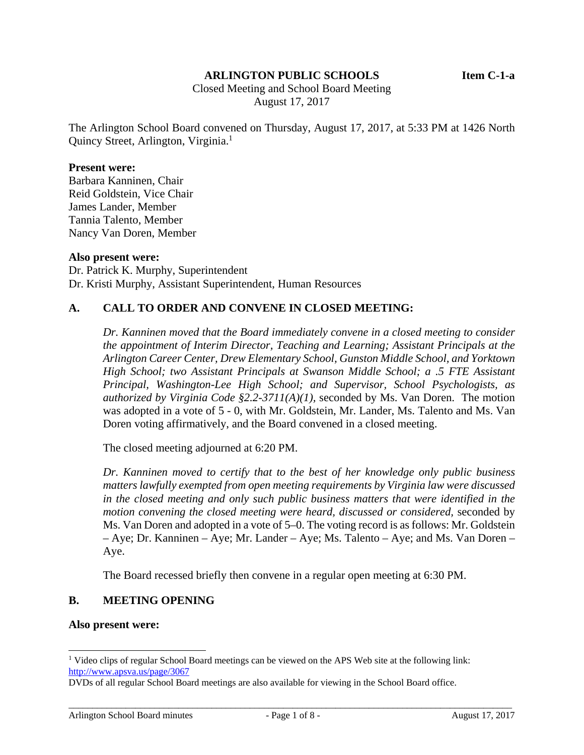**ARLINGTON PUBLIC SCHOOLS** **Item C-1-a**

Closed Meeting and School Board Meeting
August 17, 2017

The Arlington School Board convened on Thursday, August 17, 2017, at 5:33 PM at 1426 North Quincy Street, Arlington, Virginia.[1]

**Present were:**
Barbara Kanninen, Chair
Reid Goldstein, Vice Chair
James Lander, Member
Tannia Talento, Member
Nancy Van Doren, Member

**Also present were:**
Dr. Patrick K. Murphy, Superintendent
Dr. Kristi Murphy, Assistant Superintendent, Human Resources

## A. CALL TO ORDER AND CONVENE IN CLOSED MEETING:

*Dr. Kanninen moved that the Board immediately convene in a closed meeting to consider the appointment of Interim Director, Teaching and Learning; Assistant Principals at the Arlington Career Center, Drew Elementary School, Gunston Middle School, and Yorktown High School; two Assistant Principals at Swanson Middle School; a .5 FTE Assistant Principal, Washington-Lee High School; and Supervisor, School Psychologists, as authorized by Virginia Code §2.2-3711(A)(1),* seconded by Ms. Van Doren. The motion was adopted in a vote of 5 - 0, with Mr. Goldstein, Mr. Lander, Ms. Talento and Ms. Van Doren voting affirmatively, and the Board convened in a closed meeting.

The closed meeting adjourned at 6:20 PM.

*Dr. Kanninen moved to certify that to the best of her knowledge only public business matters lawfully exempted from open meeting requirements by Virginia law were discussed in the closed meeting and only such public business matters that were identified in the motion convening the closed meeting were heard, discussed or considered,* seconded by Ms. Van Doren and adopted in a vote of 5–0. The voting record is as follows: Mr. Goldstein – Aye; Dr. Kanninen – Aye; Mr. Lander – Aye; Ms. Talento – Aye; and Ms. Van Doren – Aye.

The Board recessed briefly then convene in a regular open meeting at 6:30 PM.

## B. MEETING OPENING

**Also present were:**

---

[1] Video clips of regular School Board meetings can be viewed on the APS Web site at the following link: http://www.apsva.us/page/3067

DVDs of all regular School Board meetings are also available for viewing in the School Board office.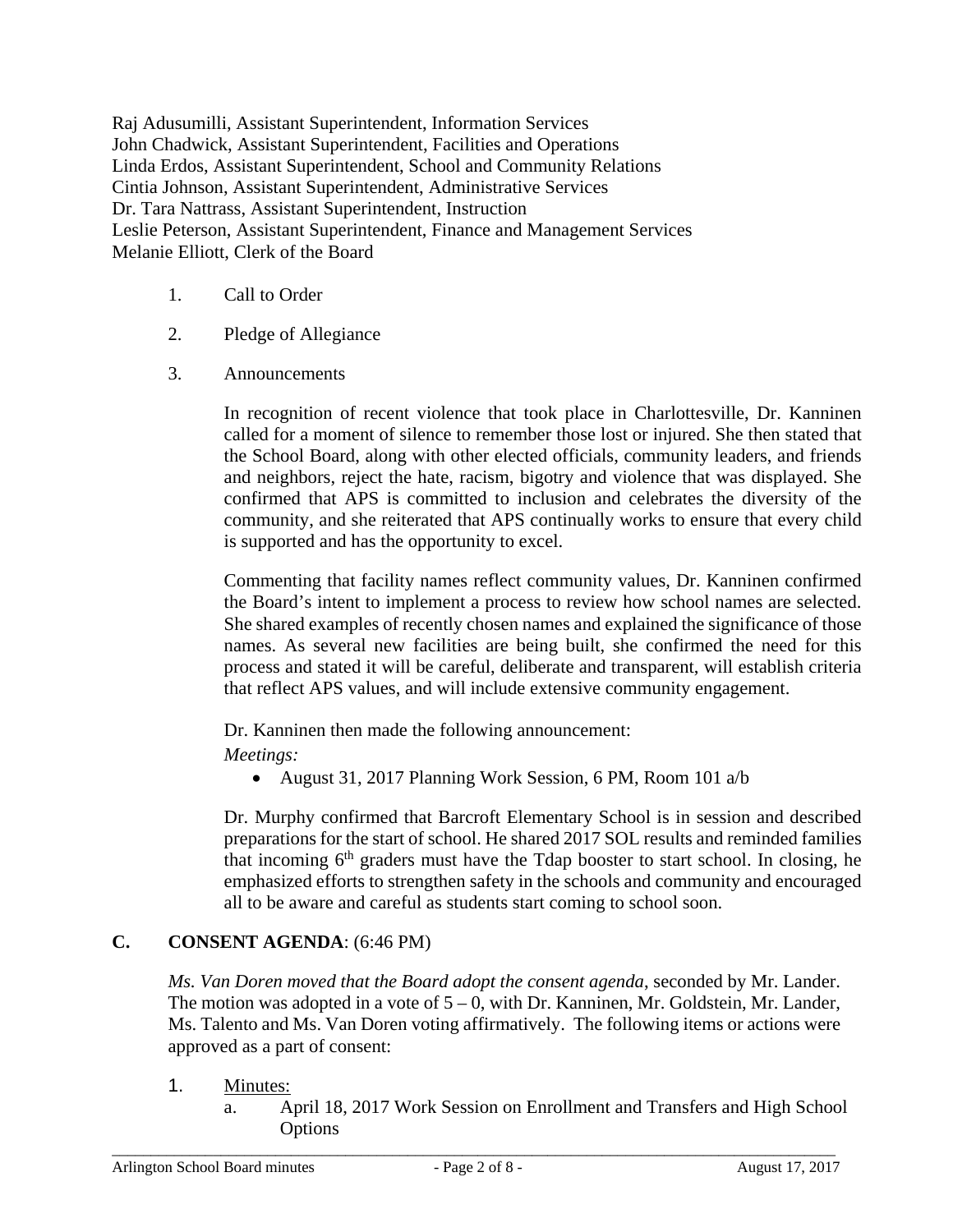Raj Adusumilli, Assistant Superintendent, Information Services
John Chadwick, Assistant Superintendent, Facilities and Operations
Linda Erdos, Assistant Superintendent, School and Community Relations
Cintia Johnson, Assistant Superintendent, Administrative Services
Dr. Tara Nattrass, Assistant Superintendent, Instruction
Leslie Peterson, Assistant Superintendent, Finance and Management Services
Melanie Elliott, Clerk of the Board

1. Call to Order

2. Pledge of Allegiance

3. Announcements

   In recognition of recent violence that took place in Charlottesville, Dr. Kanninen called for a moment of silence to remember those lost or injured. She then stated that the School Board, along with other elected officials, community leaders, and friends and neighbors, reject the hate, racism, bigotry and violence that was displayed. She confirmed that APS is committed to inclusion and celebrates the diversity of the community, and she reiterated that APS continually works to ensure that every child is supported and has the opportunity to excel.

   Commenting that facility names reflect community values, Dr. Kanninen confirmed the Board's intent to implement a process to review how school names are selected. She shared examples of recently chosen names and explained the significance of those names. As several new facilities are being built, she confirmed the need for this process and stated it will be careful, deliberate and transparent, will establish criteria that reflect APS values, and will include extensive community engagement.

   Dr. Kanninen then made the following announcement:

   *Meetings:*

   - August 31, 2017 Planning Work Session, 6 PM, Room 101 a/b

   Dr. Murphy confirmed that Barcroft Elementary School is in session and described preparations for the start of school. He shared 2017 SOL results and reminded families that incoming 6th graders must have the Tdap booster to start school. In closing, he emphasized efforts to strengthen safety in the schools and community and encouraged all to be aware and careful as students start coming to school soon.

## C. CONSENT AGENDA: (6:46 PM)

*Ms. Van Doren moved that the Board adopt the consent agenda*, seconded by Mr. Lander. The motion was adopted in a vote of 5 – 0, with Dr. Kanninen, Mr. Goldstein, Mr. Lander, Ms. Talento and Ms. Van Doren voting affirmatively. The following items or actions were approved as a part of consent:

1. Minutes:
   a. April 18, 2017 Work Session on Enrollment and Transfers and High School Options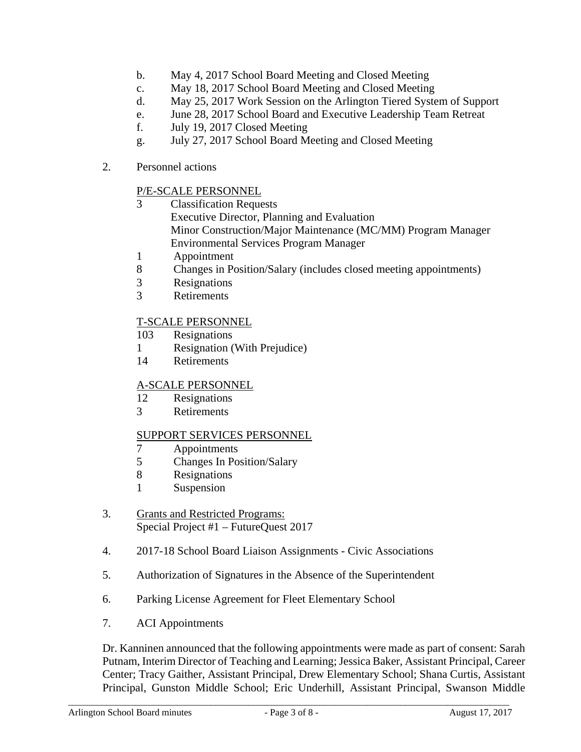b. May 4, 2017 School Board Meeting and Closed Meeting
c. May 18, 2017 School Board Meeting and Closed Meeting
d. May 25, 2017 Work Session on the Arlington Tiered System of Support
e. June 28, 2017 School Board and Executive Leadership Team Retreat
f. July 19, 2017 Closed Meeting
g. July 27, 2017 School Board Meeting and Closed Meeting

2. Personnel actions

P/E-SCALE PERSONNEL

3 Classification Requests
Executive Director, Planning and Evaluation
Minor Construction/Major Maintenance (MC/MM) Program Manager
Environmental Services Program Manager
1 Appointment
8 Changes in Position/Salary (includes closed meeting appointments)
3 Resignations
3 Retirements

T-SCALE PERSONNEL

103 Resignations
1 Resignation (With Prejudice)
14 Retirements

A-SCALE PERSONNEL

12 Resignations
3 Retirements

SUPPORT SERVICES PERSONNEL

7 Appointments
5 Changes In Position/Salary
8 Resignations
1 Suspension

3. Grants and Restricted Programs:
Special Project #1 – FutureQuest 2017

4. 2017-18 School Board Liaison Assignments - Civic Associations

5. Authorization of Signatures in the Absence of the Superintendent

6. Parking License Agreement for Fleet Elementary School

7. ACI Appointments

Dr. Kanninen announced that the following appointments were made as part of consent: Sarah Putnam, Interim Director of Teaching and Learning; Jessica Baker, Assistant Principal, Career Center; Tracy Gaither, Assistant Principal, Drew Elementary School; Shana Curtis, Assistant Principal, Gunston Middle School; Eric Underhill, Assistant Principal, Swanson Middle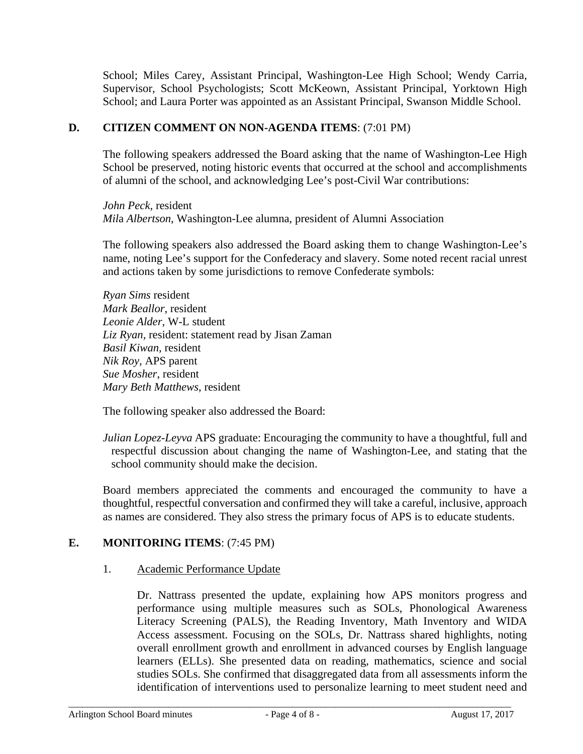School; Miles Carey, Assistant Principal, Washington-Lee High School; Wendy Carria, Supervisor, School Psychologists; Scott McKeown, Assistant Principal, Yorktown High School; and Laura Porter was appointed as an Assistant Principal, Swanson Middle School.

**D. CITIZEN COMMENT ON NON-AGENDA ITEMS**: (7:01 PM)

The following speakers addressed the Board asking that the name of Washington-Lee High School be preserved, noting historic events that occurred at the school and accomplishments of alumni of the school, and acknowledging Lee's post-Civil War contributions:

*John Peck,* resident
*Mila Albertson*, Washington-Lee alumna, president of Alumni Association

The following speakers also addressed the Board asking them to change Washington-Lee's name, noting Lee's support for the Confederacy and slavery. Some noted recent racial unrest and actions taken by some jurisdictions to remove Confederate symbols:

*Ryan Sims* resident
*Mark Beallor,* resident
*Leonie Alder,* W-L student
*Liz Ryan,* resident: statement read by Jisan Zaman
*Basil Kiwan*, resident
*Nik Roy,* APS parent
*Sue Mosher*, resident
*Mary Beth Matthews*, resident

The following speaker also addressed the Board:

*Julian Lopez-Leyva* APS graduate: Encouraging the community to have a thoughtful, full and respectful discussion about changing the name of Washington-Lee, and stating that the school community should make the decision.

Board members appreciated the comments and encouraged the community to have a thoughtful, respectful conversation and confirmed they will take a careful, inclusive, approach as names are considered. They also stress the primary focus of APS is to educate students.

**E. MONITORING ITEMS**: (7:45 PM)

1. Academic Performance Update

Dr. Nattrass presented the update, explaining how APS monitors progress and performance using multiple measures such as SOLs, Phonological Awareness Literacy Screening (PALS), the Reading Inventory, Math Inventory and WIDA Access assessment. Focusing on the SOLs, Dr. Nattrass shared highlights, noting overall enrollment growth and enrollment in advanced courses by English language learners (ELLs). She presented data on reading, mathematics, science and social studies SOLs. She confirmed that disaggregated data from all assessments inform the identification of interventions used to personalize learning to meet student need and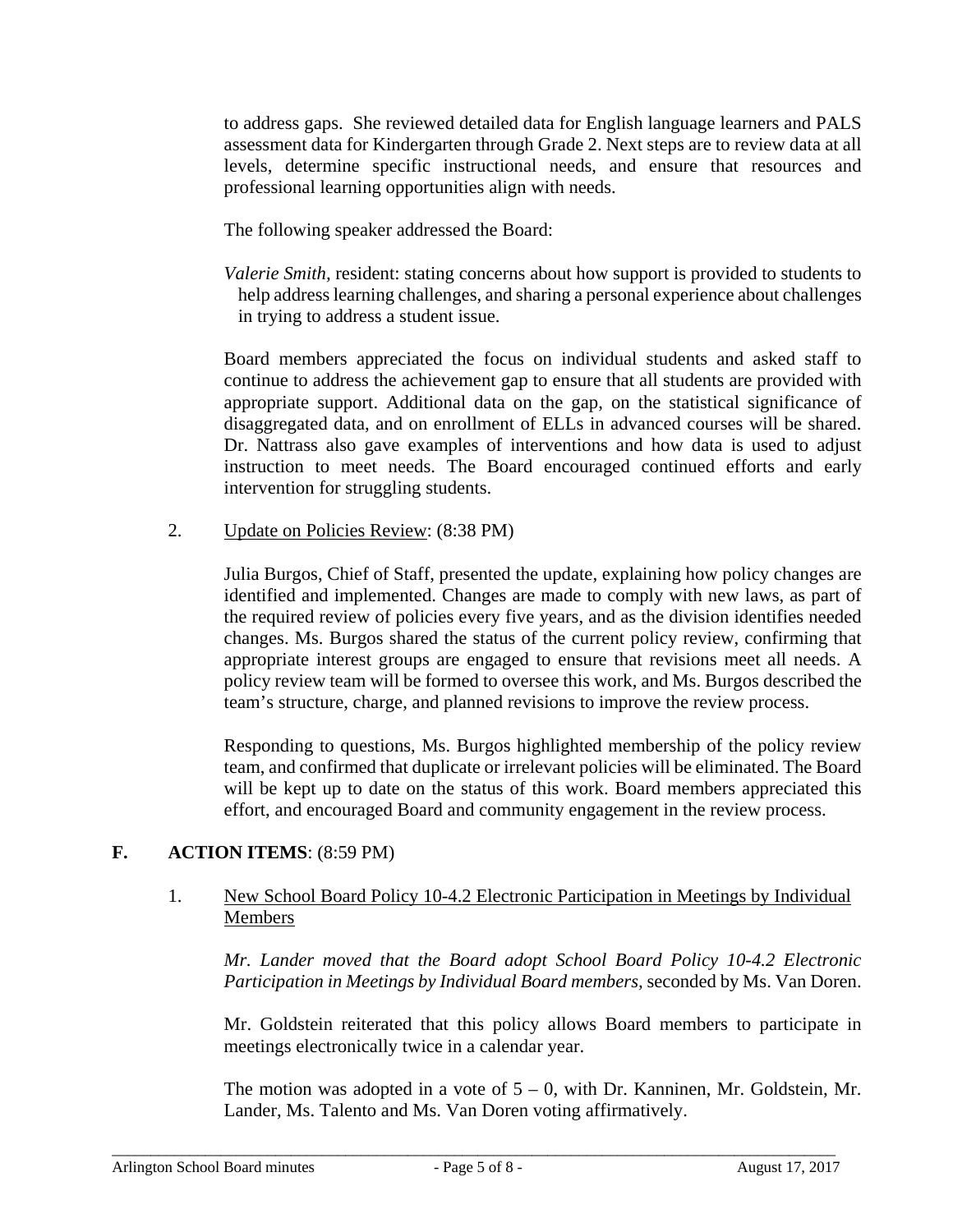to address gaps. She reviewed detailed data for English language learners and PALS assessment data for Kindergarten through Grade 2. Next steps are to review data at all levels, determine specific instructional needs, and ensure that resources and professional learning opportunities align with needs.

The following speaker addressed the Board:

*Valerie Smith*, resident: stating concerns about how support is provided to students to help address learning challenges, and sharing a personal experience about challenges in trying to address a student issue.

Board members appreciated the focus on individual students and asked staff to continue to address the achievement gap to ensure that all students are provided with appropriate support. Additional data on the gap, on the statistical significance of disaggregated data, and on enrollment of ELLs in advanced courses will be shared. Dr. Nattrass also gave examples of interventions and how data is used to adjust instruction to meet needs. The Board encouraged continued efforts and early intervention for struggling students.

2. Update on Policies Review: (8:38 PM)

Julia Burgos, Chief of Staff, presented the update, explaining how policy changes are identified and implemented. Changes are made to comply with new laws, as part of the required review of policies every five years, and as the division identifies needed changes. Ms. Burgos shared the status of the current policy review, confirming that appropriate interest groups are engaged to ensure that revisions meet all needs. A policy review team will be formed to oversee this work, and Ms. Burgos described the team's structure, charge, and planned revisions to improve the review process.

Responding to questions, Ms. Burgos highlighted membership of the policy review team, and confirmed that duplicate or irrelevant policies will be eliminated. The Board will be kept up to date on the status of this work. Board members appreciated this effort, and encouraged Board and community engagement in the review process.

## F. ACTION ITEMS: (8:59 PM)

1. New School Board Policy 10-4.2 Electronic Participation in Meetings by Individual Members

*Mr. Lander moved that the Board adopt School Board Policy 10-4.2 Electronic Participation in Meetings by Individual Board members,* seconded by Ms. Van Doren.

Mr. Goldstein reiterated that this policy allows Board members to participate in meetings electronically twice in a calendar year.

The motion was adopted in a vote of 5 – 0, with Dr. Kanninen, Mr. Goldstein, Mr. Lander, Ms. Talento and Ms. Van Doren voting affirmatively.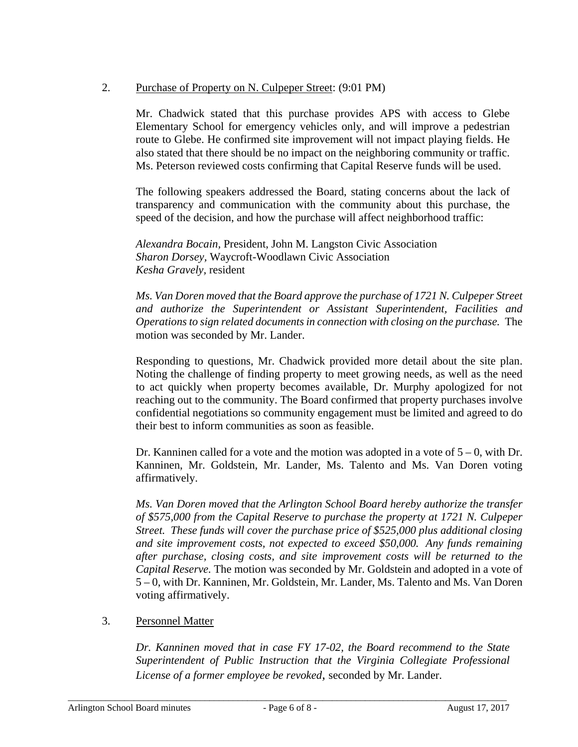2. Purchase of Property on N. Culpeper Street: (9:01 PM)

Mr. Chadwick stated that this purchase provides APS with access to Glebe Elementary School for emergency vehicles only, and will improve a pedestrian route to Glebe. He confirmed site improvement will not impact playing fields. He also stated that there should be no impact on the neighboring community or traffic. Ms. Peterson reviewed costs confirming that Capital Reserve funds will be used.

The following speakers addressed the Board, stating concerns about the lack of transparency and communication with the community about this purchase, the speed of the decision, and how the purchase will affect neighborhood traffic:

*Alexandra Bocain,* President, John M. Langston Civic Association
*Sharon Dorsey,* Waycroft-Woodlawn Civic Association
*Kesha Gravely,* resident

*Ms. Van Doren moved that the Board approve the purchase of 1721 N. Culpeper Street and authorize the Superintendent or Assistant Superintendent, Facilities and Operations to sign related documents in connection with closing on the purchase.* The motion was seconded by Mr. Lander.

Responding to questions, Mr. Chadwick provided more detail about the site plan. Noting the challenge of finding property to meet growing needs, as well as the need to act quickly when property becomes available, Dr. Murphy apologized for not reaching out to the community. The Board confirmed that property purchases involve confidential negotiations so community engagement must be limited and agreed to do their best to inform communities as soon as feasible.

Dr. Kanninen called for a vote and the motion was adopted in a vote of 5 – 0, with Dr. Kanninen, Mr. Goldstein, Mr. Lander, Ms. Talento and Ms. Van Doren voting affirmatively.

*Ms. Van Doren moved that the Arlington School Board hereby authorize the transfer of $575,000 from the Capital Reserve to purchase the property at 1721 N. Culpeper Street. These funds will cover the purchase price of $525,000 plus additional closing and site improvement costs, not expected to exceed $50,000. Any funds remaining after purchase, closing costs, and site improvement costs will be returned to the Capital Reserve.* The motion was seconded by Mr. Goldstein and adopted in a vote of 5 – 0, with Dr. Kanninen, Mr. Goldstein, Mr. Lander, Ms. Talento and Ms. Van Doren voting affirmatively.

3. Personnel Matter

*Dr. Kanninen moved that in case FY 17-02, the Board recommend to the State Superintendent of Public Instruction that the Virginia Collegiate Professional License of a former employee be revoked*, seconded by Mr. Lander.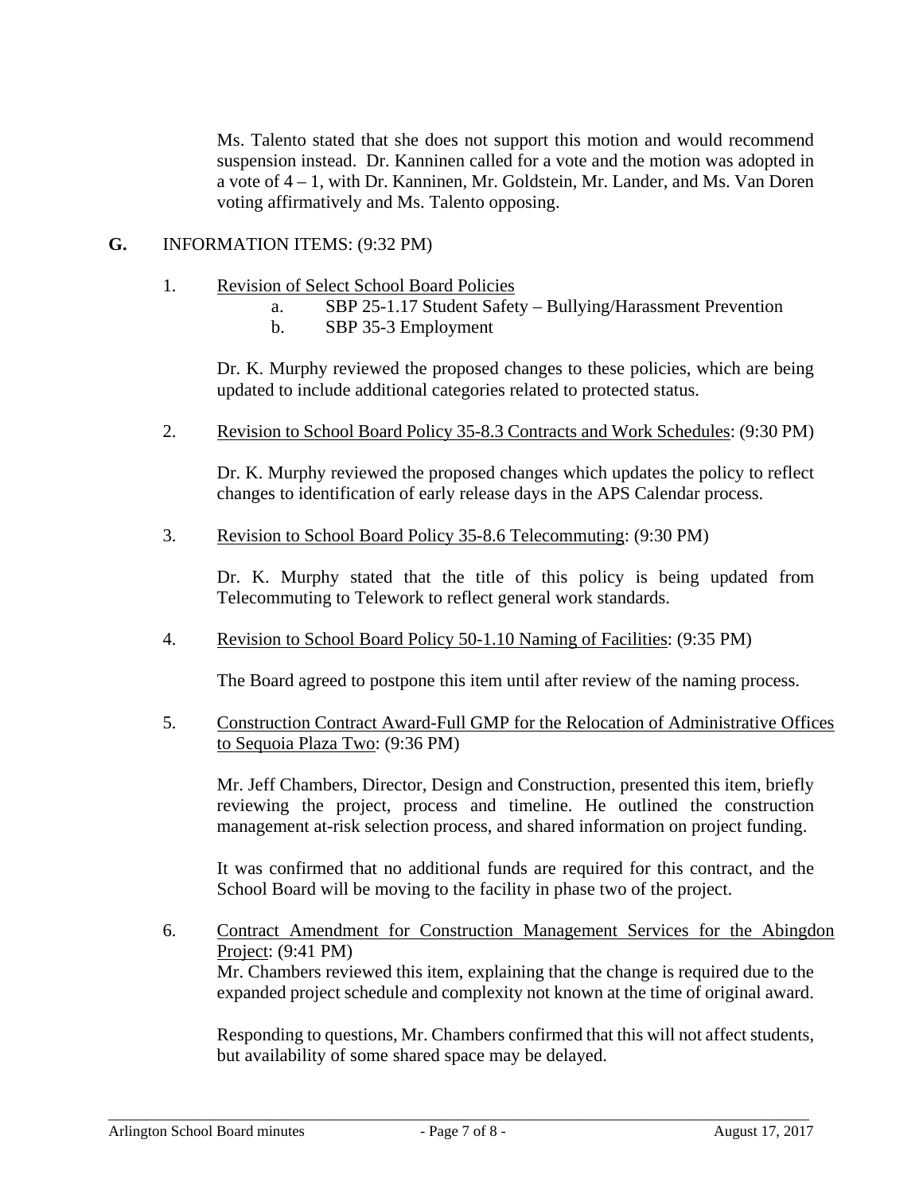Ms. Talento stated that she does not support this motion and would recommend suspension instead. Dr. Kanninen called for a vote and the motion was adopted in a vote of 4 – 1, with Dr. Kanninen, Mr. Goldstein, Mr. Lander, and Ms. Van Doren voting affirmatively and Ms. Talento opposing.

**G.** INFORMATION ITEMS: (9:32 PM)

1. Revision of Select School Board Policies
   a. SBP 25-1.17 Student Safety – Bullying/Harassment Prevention
   b. SBP 35-3 Employment

   Dr. K. Murphy reviewed the proposed changes to these policies, which are being updated to include additional categories related to protected status.

2. Revision to School Board Policy 35-8.3 Contracts and Work Schedules: (9:30 PM)

   Dr. K. Murphy reviewed the proposed changes which updates the policy to reflect changes to identification of early release days in the APS Calendar process.

3. Revision to School Board Policy 35-8.6 Telecommuting: (9:30 PM)

   Dr. K. Murphy stated that the title of this policy is being updated from Telecommuting to Telework to reflect general work standards.

4. Revision to School Board Policy 50-1.10 Naming of Facilities: (9:35 PM)

   The Board agreed to postpone this item until after review of the naming process.

5. Construction Contract Award-Full GMP for the Relocation of Administrative Offices to Sequoia Plaza Two: (9:36 PM)

   Mr. Jeff Chambers, Director, Design and Construction, presented this item, briefly reviewing the project, process and timeline. He outlined the construction management at-risk selection process, and shared information on project funding.

   It was confirmed that no additional funds are required for this contract, and the School Board will be moving to the facility in phase two of the project.

6. Contract Amendment for Construction Management Services for the Abingdon Project: (9:41 PM)
   Mr. Chambers reviewed this item, explaining that the change is required due to the expanded project schedule and complexity not known at the time of original award.

   Responding to questions, Mr. Chambers confirmed that this will not affect students, but availability of some shared space may be delayed.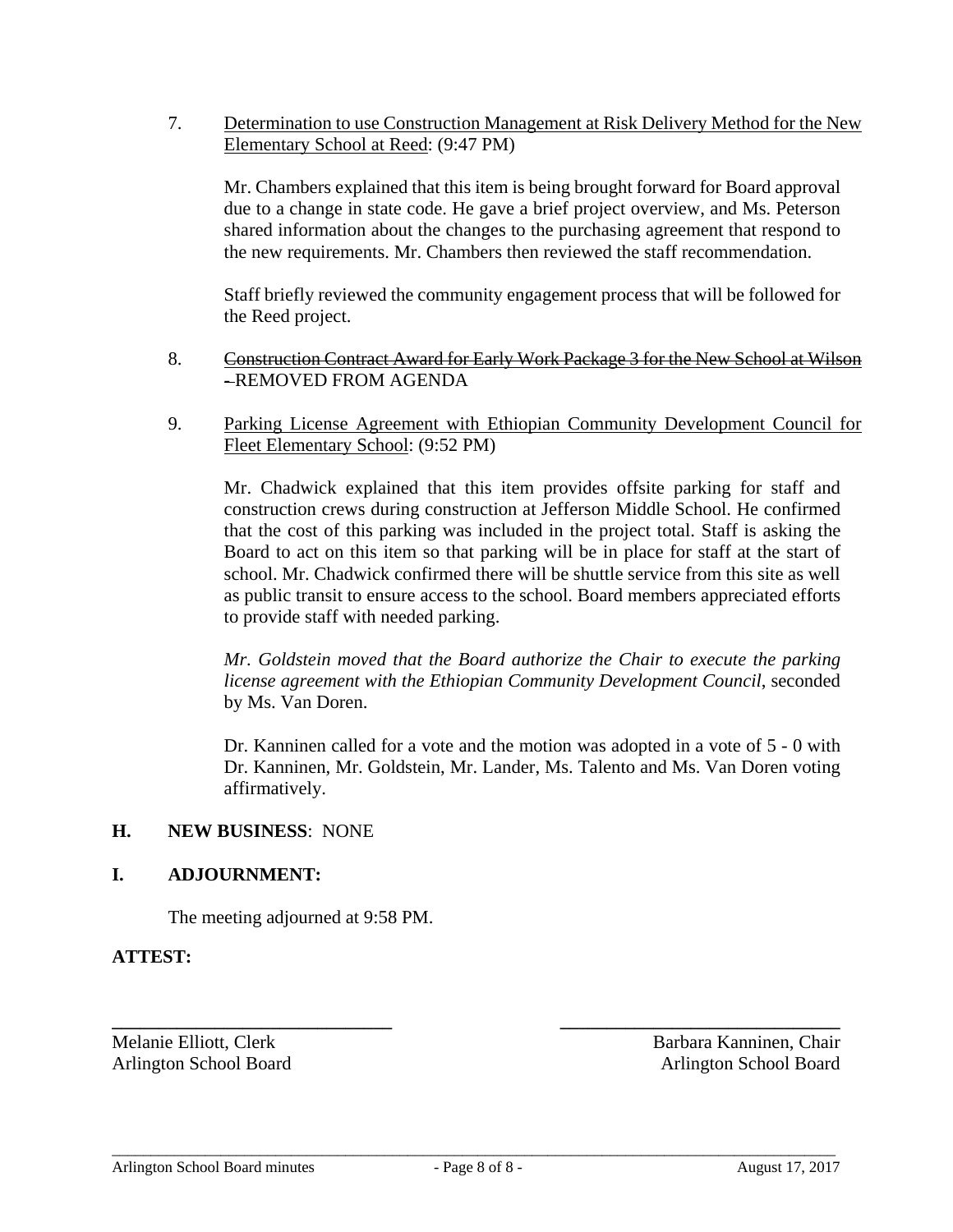7. Determination to use Construction Management at Risk Delivery Method for the New Elementary School at Reed: (9:47 PM)

   Mr. Chambers explained that this item is being brought forward for Board approval due to a change in state code. He gave a brief project overview, and Ms. Peterson shared information about the changes to the purchasing agreement that respond to the new requirements. Mr. Chambers then reviewed the staff recommendation.

   Staff briefly reviewed the community engagement process that will be followed for the Reed project.

8. ~~Construction Contract Award for Early Work Package 3 for the New School at Wilson –~~ REMOVED FROM AGENDA

9. Parking License Agreement with Ethiopian Community Development Council for Fleet Elementary School: (9:52 PM)

   Mr. Chadwick explained that this item provides offsite parking for staff and construction crews during construction at Jefferson Middle School. He confirmed that the cost of this parking was included in the project total. Staff is asking the Board to act on this item so that parking will be in place for staff at the start of school. Mr. Chadwick confirmed there will be shuttle service from this site as well as public transit to ensure access to the school. Board members appreciated efforts to provide staff with needed parking.

   *Mr. Goldstein moved that the Board authorize the Chair to execute the parking license agreement with the Ethiopian Community Development Council*, seconded by Ms. Van Doren.

   Dr. Kanninen called for a vote and the motion was adopted in a vote of 5 - 0 with Dr. Kanninen, Mr. Goldstein, Mr. Lander, Ms. Talento and Ms. Van Doren voting affirmatively.

**H. NEW BUSINESS**: NONE

**I. ADJOURNMENT:**

The meeting adjourned at 9:58 PM.

**ATTEST:**

\_\_\_\_\_\_\_\_\_\_\_\_\_\_\_\_\_\_\_\_\_\_\_\_\_\_\_\_\_\_
Melanie Elliott, Clerk
Arlington School Board

\_\_\_\_\_\_\_\_\_\_\_\_\_\_\_\_\_\_\_\_\_\_\_\_\_\_\_\_\_\_
Barbara Kanninen, Chair
Arlington School Board